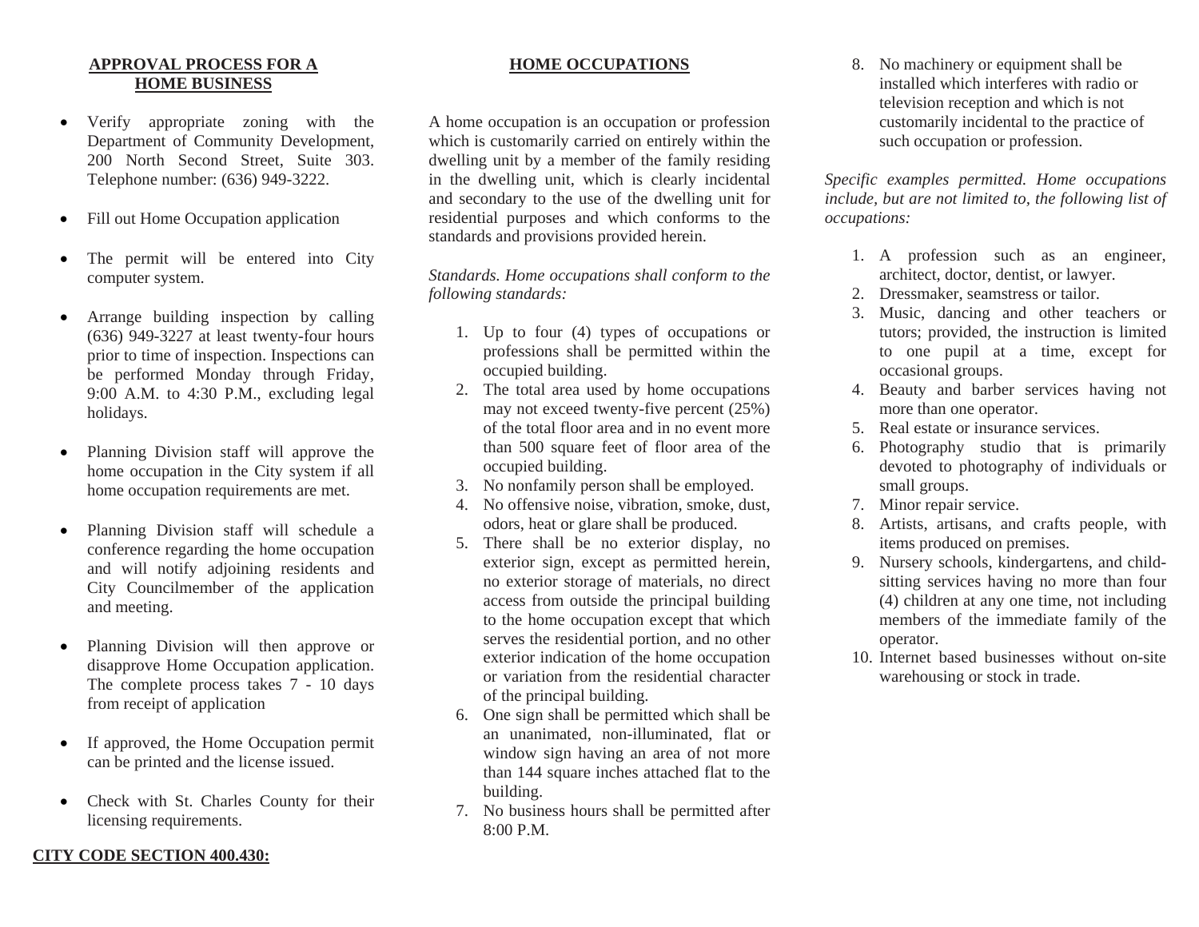## APPROVAL PROCESS FOR A HOME BUSINESS

- Verify appropriate zoning with the Department of Community Development, 200 North Second Street, Suite 303. Telephone number: (636) 949-3222.
- Fill out Home Occupation application
- The permit will be entered into City computer system.
- Arrange building inspection by calling (636) 949-3227 at least twenty-four hours prior to time of inspection. Inspections can be performed Monday through Friday, 9:00 A.M. to 4:30 P.M., excluding legal holidays.
- Planning Division staff will approve the home occupation in the City system if all home occupation requirements are met.
- Planning Division staff will schedule a conference regarding the home occupation and will notify adjoining residents and City Councilmember of the application and meeting.
- Planning Division will then approve or disapprove Home Occupation application. The complete process takes 7 - 10 days from receipt of application
- If approved, the Home Occupation permit can be printed and the license issued.
- Check with St. Charles County for their licensing requirements.

**CITY CODE SECTION 400.430:**

## HOME OCCUPATIONS

A home occupation is an occupation or profession which is customarily carried on entirely within the dwelling unit by a member of the family residing in the dwelling unit, which is clearly incidental and secondary to the use of the dwelling unit for residential purposes and which conforms to the standards and provisions provided herein.

*Standards. Home occupations shall conform to the following standards:*

1. Up to four (4) types of occupations or professions shall be permitted within the occupied building.
2. The total area used by home occupations may not exceed twenty-five percent (25%) of the total floor area and in no event more than 500 square feet of floor area of the occupied building.
3. No nonfamily person shall be employed.
4. No offensive noise, vibration, smoke, dust, odors, heat or glare shall be produced.
5. There shall be no exterior display, no exterior sign, except as permitted herein, no exterior storage of materials, no direct access from outside the principal building to the home occupation except that which serves the residential portion, and no other exterior indication of the home occupation or variation from the residential character of the principal building.
6. One sign shall be permitted which shall be an unanimated, non-illuminated, flat or window sign having an area of not more than 144 square inches attached flat to the building.
7. No business hours shall be permitted after 8:00 P.M.
8. No machinery or equipment shall be installed which interferes with radio or television reception and which is not customarily incidental to the practice of such occupation or profession.

*Specific examples permitted. Home occupations include, but are not limited to, the following list of occupations:*

1. A profession such as an engineer, architect, doctor, dentist, or lawyer.
2. Dressmaker, seamstress or tailor.
3. Music, dancing and other teachers or tutors; provided, the instruction is limited to one pupil at a time, except for occasional groups.
4. Beauty and barber services having not more than one operator.
5. Real estate or insurance services.
6. Photography studio that is primarily devoted to photography of individuals or small groups.
7. Minor repair service.
8. Artists, artisans, and crafts people, with items produced on premises.
9. Nursery schools, kindergartens, and child-sitting services having no more than four (4) children at any one time, not including members of the immediate family of the operator.
10. Internet based businesses without on-site warehousing or stock in trade.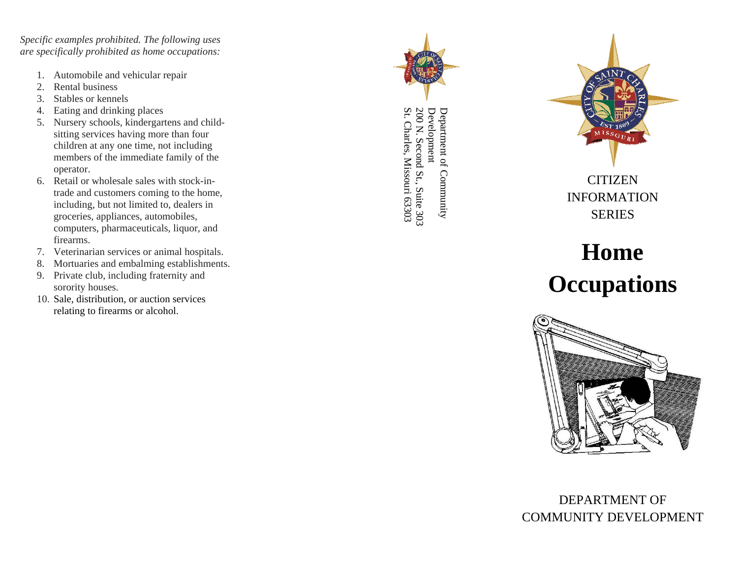*Specific examples prohibited. The following uses are specifically prohibited as home occupations:*

1. Automobile and vehicular repair
2. Rental business
3. Stables or kennels
4. Eating and drinking places
5. Nursery schools, kindergartens and child-sitting services having more than four children at any one time, not including members of the immediate family of the operator.
6. Retail or wholesale sales with stock-in-trade and customers coming to the home, including, but not limited to, dealers in groceries, appliances, automobiles, computers, pharmaceuticals, liquor, and firearms.
7. Veterinarian services or animal hospitals.
8. Mortuaries and embalming establishments.
9. Private club, including fraternity and sorority houses.
10. Sale, distribution, or auction services relating to firearms or alcohol.

Department of Community Development
200 N. Second St., Suite 303
St. Charles, Missouri 63303

CITIZEN INFORMATION SERIES

# Home Occupations

DEPARTMENT OF COMMUNITY DEVELOPMENT